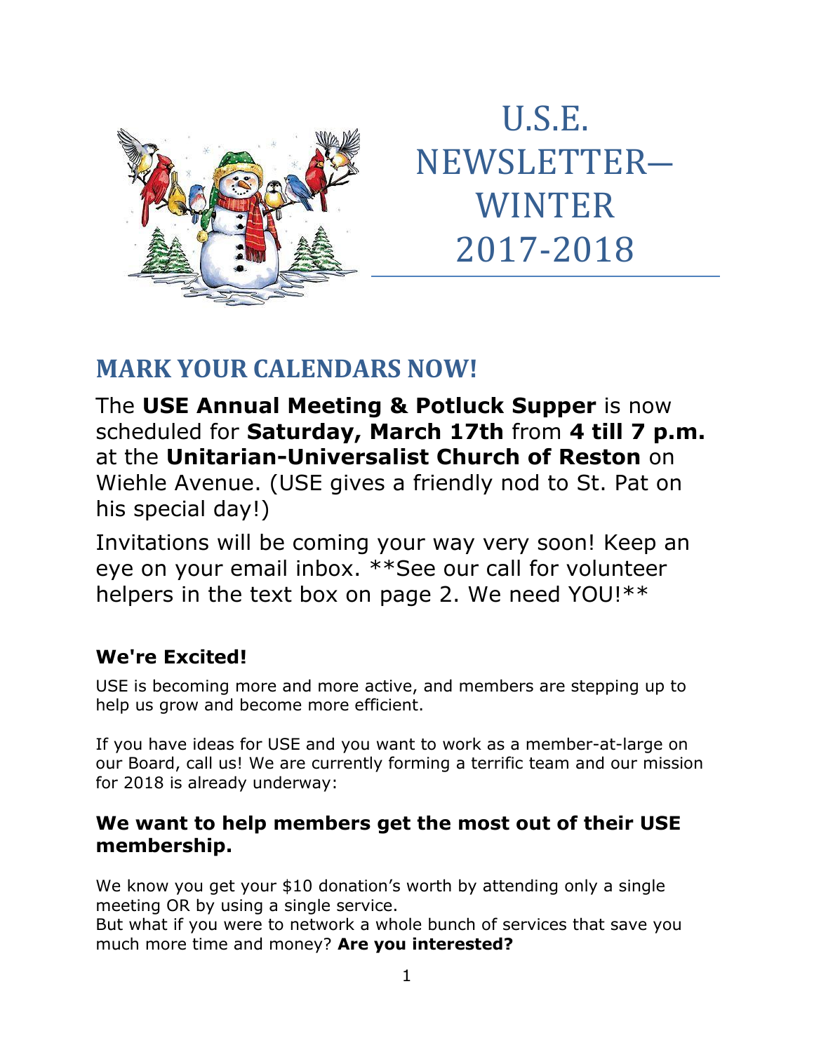# U.S.E. NEWSLETTER– WINTER 2017-2018

## MARK YOUR CALENDARS NOW!

The **USE Annual Meeting & Potluck Supper** is now scheduled for **Saturday, March 17th** from **4 till 7 p.m.** at the **Unitarian-Universalist Church of Reston** on Wiehle Avenue. (USE gives a friendly nod to St. Pat on his special day!)

Invitations will be coming your way very soon! Keep an eye on your email inbox. **See our call for volunteer helpers in the text box on page 2. We need YOU!**

### We're Excited!

USE is becoming more and more active, and members are stepping up to help us grow and become more efficient.

If you have ideas for USE and you want to work as a member-at-large on our Board, call us! We are currently forming a terrific team and our mission for 2018 is already underway:

### We want to help members get the most out of their USE membership.

We know you get your $10 donation's worth by attending only a single meeting OR by using a single service.
But what if you were to network a whole bunch of services that save you much more time and money? **Are you interested?**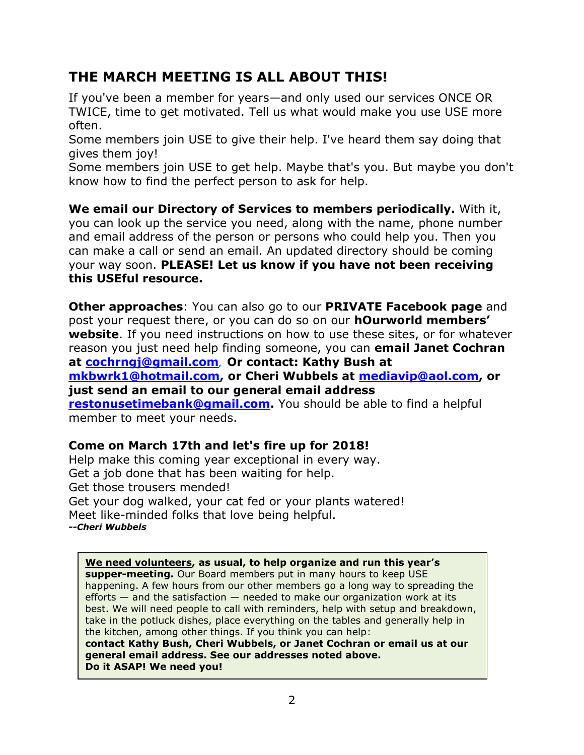## THE MARCH MEETING IS ALL ABOUT THIS!

If you've been a member for years—and only used our services ONCE OR TWICE, time to get motivated. Tell us what would make you use USE more often.
Some members join USE to give their help. I've heard them say doing that gives them joy!
Some members join USE to get help. Maybe that's you. But maybe you don't know how to find the perfect person to ask for help.

**We email our Directory of Services to members periodically.** With it, you can look up the service you need, along with the name, phone number and email address of the person or persons who could help you. Then you can make a call or send an email. An updated directory should be coming your way soon. **PLEASE! Let us know if you have not been receiving this USEful resource.**

**Other approaches**: You can also go to our **PRIVATE Facebook page** and post your request there, or you can do so on our **hOurworld members' website**. If you need instructions on how to use these sites, or for whatever reason you just need help finding someone, you can **email Janet Cochran at cochrngj@gmail.com, Or contact: Kathy Bush at mkbwrk1@hotmail.com, or Cheri Wubbels at mediavip@aol.com, or just send an email to our general email address restonusetimebank@gmail.com.** You should be able to find a helpful member to meet your needs.

**Come on March 17th and let's fire up for 2018!**
Help make this coming year exceptional in every way.
Get a job done that has been waiting for help.
Get those trousers mended!
Get your dog walked, your cat fed or your plants watered!
Meet like-minded folks that love being helpful.
***--Cheri Wubbels***

**We need volunteers, as usual, to help organize and run this year's supper-meeting.** Our Board members put in many hours to keep USE happening. A few hours from our other members go a long way to spreading the efforts — and the satisfaction — needed to make our organization work at its best. We will need people to call with reminders, help with setup and breakdown, take in the potluck dishes, place everything on the tables and generally help in the kitchen, among other things. If you think you can help:
**contact Kathy Bush, Cheri Wubbels, or Janet Cochran or email us at our general email address. See our addresses noted above.**
**Do it ASAP! We need you!**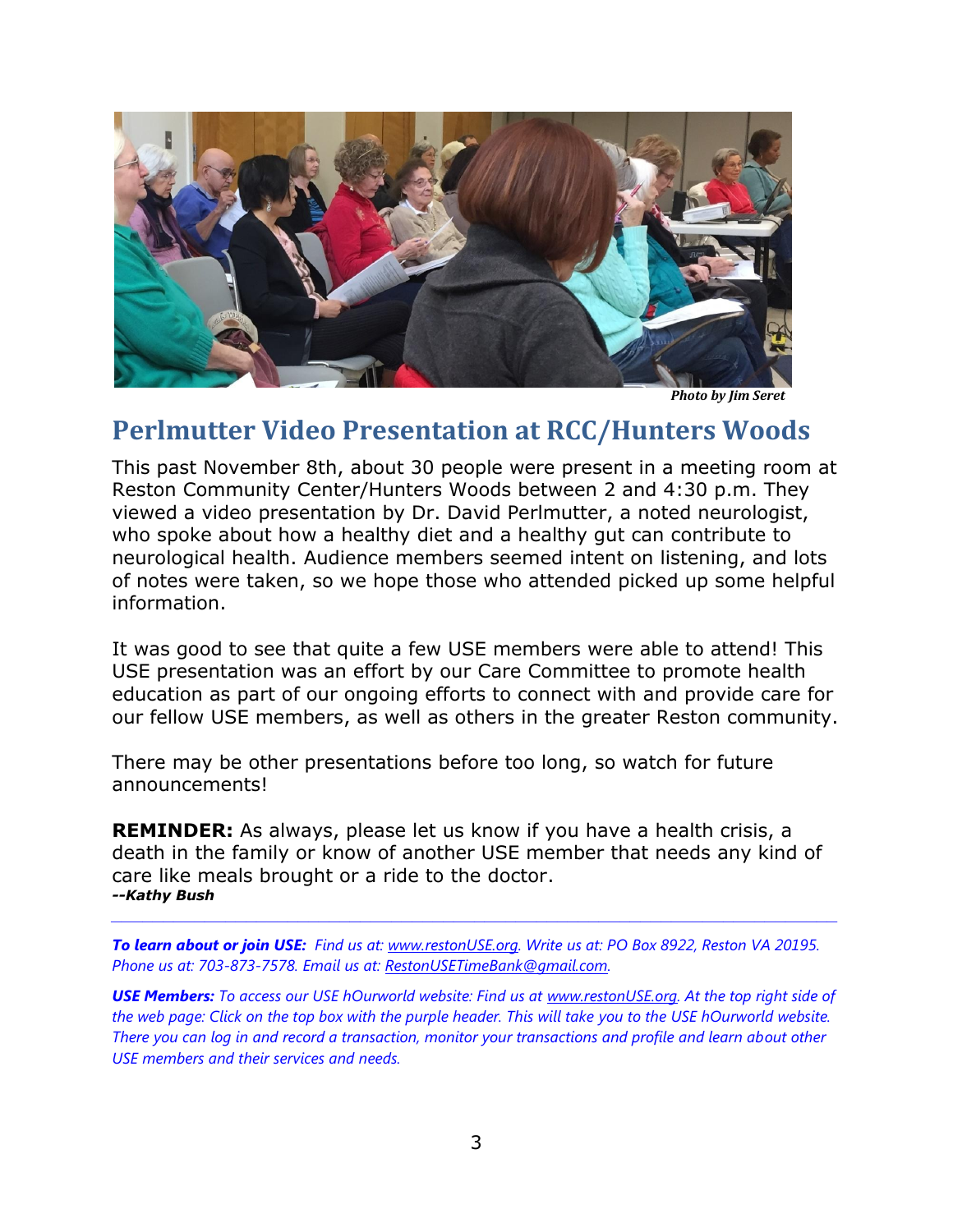*Photo by Jim Seret*

## Perlmutter Video Presentation at RCC/Hunters Woods

This past November 8th, about 30 people were present in a meeting room at Reston Community Center/Hunters Woods between 2 and 4:30 p.m. They viewed a video presentation by Dr. David Perlmutter, a noted neurologist, who spoke about how a healthy diet and a healthy gut can contribute to neurological health. Audience members seemed intent on listening, and lots of notes were taken, so we hope those who attended picked up some helpful information.

It was good to see that quite a few USE members were able to attend! This USE presentation was an effort by our Care Committee to promote health education as part of our ongoing efforts to connect with and provide care for our fellow USE members, as well as others in the greater Reston community.

There may be other presentations before too long, so watch for future announcements!

**REMINDER:** As always, please let us know if you have a health crisis, a death in the family or know of another USE member that needs any kind of care like meals brought or a ride to the doctor.
***--Kathy Bush***

---

***To learn about or join USE:*** *Find us at: www.restonUSE.org. Write us at: PO Box 8922, Reston VA 20195. Phone us at: 703-873-7578. Email us at: RestonUSETimeBank@gmail.com.*

***USE Members:*** *To access our USE hOurworld website: Find us at www.restonUSE.org. At the top right side of the web page: Click on the top box with the purple header. This will take you to the USE hOurworld website. There you can log in and record a transaction, monitor your transactions and profile and learn about other USE members and their services and needs.*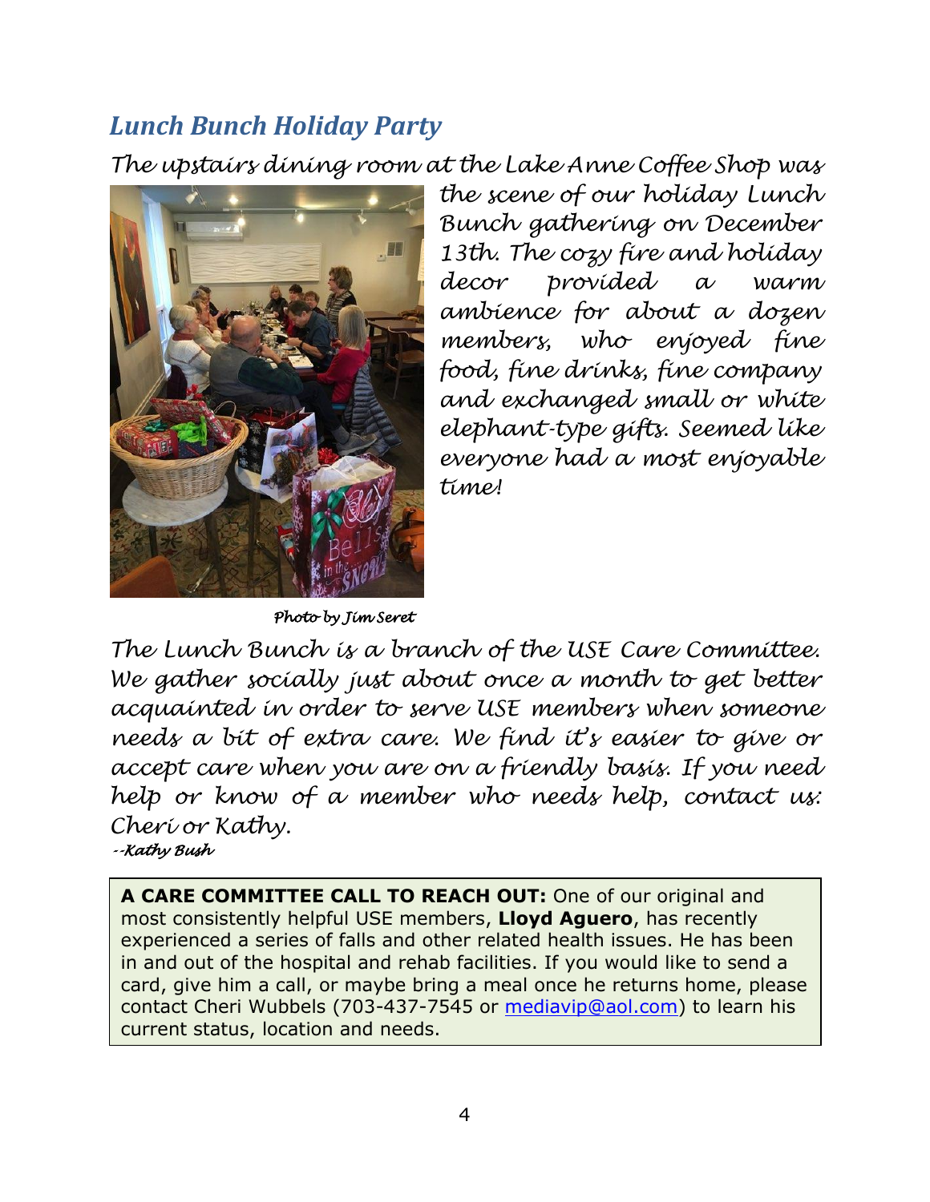## *Lunch Bunch Holiday Party*

*The upstairs dining room at the Lake Anne Coffee Shop was the scene of our holiday Lunch Bunch gathering on December 13th. The cozy fire and holiday decor provided a warm ambience for about a dozen members, who enjoyed fine food, fine drinks, fine company and exchanged small or white elephant-type gifts. Seemed like everyone had a most enjoyable time!*

*Photo by Jim Seret*

*The Lunch Bunch is a branch of the USE Care Committee. We gather socially just about once a month to get better acquainted in order to serve USE members when someone needs a bit of extra care. We find it's easier to give or accept care when you are on a friendly basis. If you need help or know of a member who needs help, contact us: Cheri or Kathy.*

*--Kathy Bush*

**A CARE COMMITTEE CALL TO REACH OUT:** One of our original and most consistently helpful USE members, **Lloyd Aguero**, has recently experienced a series of falls and other related health issues. He has been in and out of the hospital and rehab facilities. If you would like to send a card, give him a call, or maybe bring a meal once he returns home, please contact Cheri Wubbels (703-437-7545 or mediavip@aol.com) to learn his current status, location and needs.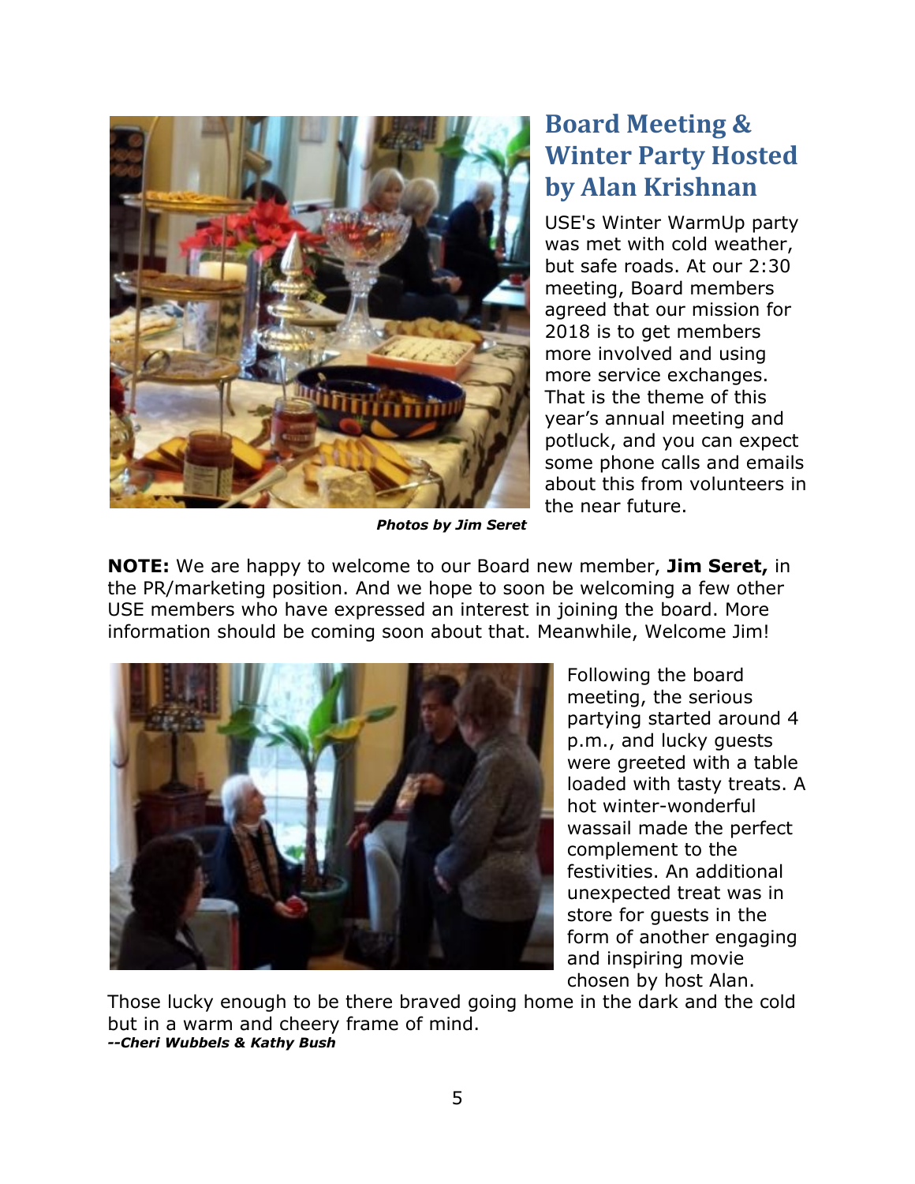## Board Meeting & Winter Party Hosted by Alan Krishnan

USE's Winter WarmUp party was met with cold weather, but safe roads. At our 2:30 meeting, Board members agreed that our mission for 2018 is to get members more involved and using more service exchanges. That is the theme of this year's annual meeting and potluck, and you can expect some phone calls and emails about this from volunteers in the near future.

***Photos by Jim Seret***

**NOTE:** We are happy to welcome to our Board new member, **Jim Seret,** in the PR/marketing position. And we hope to soon be welcoming a few other USE members who have expressed an interest in joining the board. More information should be coming soon about that. Meanwhile, Welcome Jim!

Following the board meeting, the serious partying started around 4 p.m., and lucky guests were greeted with a table loaded with tasty treats. A hot winter-wonderful wassail made the perfect complement to the festivities. An additional unexpected treat was in store for guests in the form of another engaging and inspiring movie chosen by host Alan. Those lucky enough to be there braved going home in the dark and the cold but in a warm and cheery frame of mind.

***--Cheri Wubbels & Kathy Bush***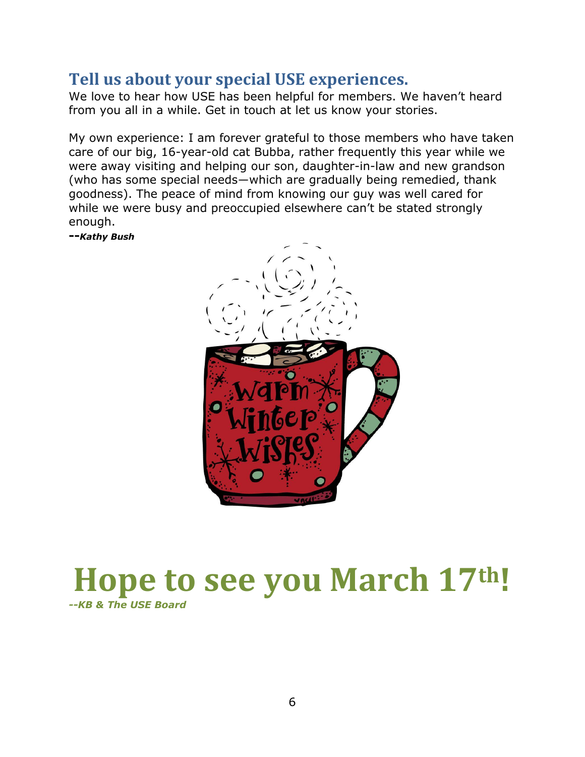## Tell us about your special USE experiences.

We love to hear how USE has been helpful for members. We haven't heard from you all in a while. Get in touch at let us know your stories.

My own experience: I am forever grateful to those members who have taken care of our big, 16-year-old cat Bubba, rather frequently this year while we were away visiting and helping our son, daughter-in-law and new grandson (who has some special needs—which are gradually being remedied, thank goodness). The peace of mind from knowing our guy was well cared for while we were busy and preoccupied elsewhere can't be stated strongly enough.

**--*Kathy Bush***

# Hope to see you March 17th!

***--KB & The USE Board***